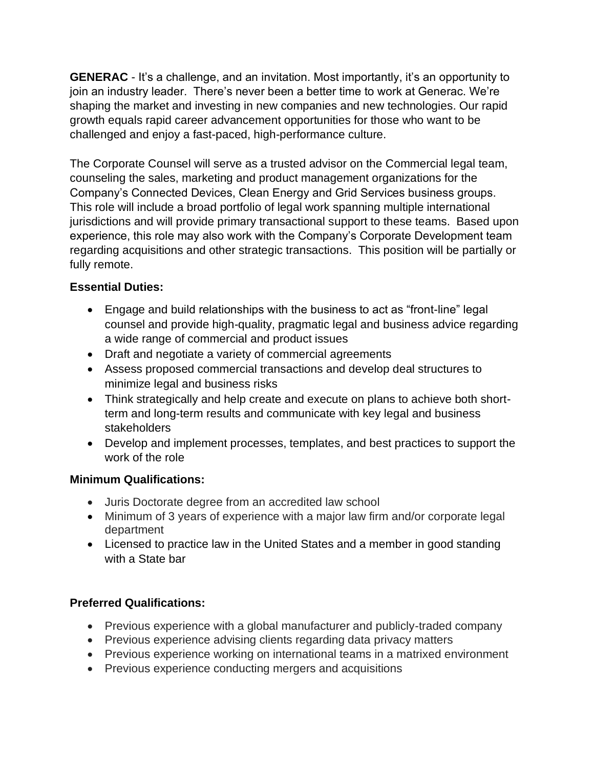**GENERAC** - It's a challenge, and an invitation. Most importantly, it's an opportunity to join an industry leader. There's never been a better time to work at Generac. We're shaping the market and investing in new companies and new technologies. Our rapid growth equals rapid career advancement opportunities for those who want to be challenged and enjoy a fast-paced, high-performance culture.

The Corporate Counsel will serve as a trusted advisor on the Commercial legal team, counseling the sales, marketing and product management organizations for the Company's Connected Devices, Clean Energy and Grid Services business groups. This role will include a broad portfolio of legal work spanning multiple international jurisdictions and will provide primary transactional support to these teams. Based upon experience, this role may also work with the Company's Corporate Development team regarding acquisitions and other strategic transactions. This position will be partially or fully remote.

**Essential Duties:**

- Engage and build relationships with the business to act as "front-line" legal counsel and provide high-quality, pragmatic legal and business advice regarding a wide range of commercial and product issues
- Draft and negotiate a variety of commercial agreements
- Assess proposed commercial transactions and develop deal structures to minimize legal and business risks
- Think strategically and help create and execute on plans to achieve both short-term and long-term results and communicate with key legal and business stakeholders
- Develop and implement processes, templates, and best practices to support the work of the role

**Minimum Qualifications:**

- Juris Doctorate degree from an accredited law school
- Minimum of 3 years of experience with a major law firm and/or corporate legal department
- Licensed to practice law in the United States and a member in good standing with a State bar

**Preferred Qualifications:**

- Previous experience with a global manufacturer and publicly-traded company
- Previous experience advising clients regarding data privacy matters
- Previous experience working on international teams in a matrixed environment
- Previous experience conducting mergers and acquisitions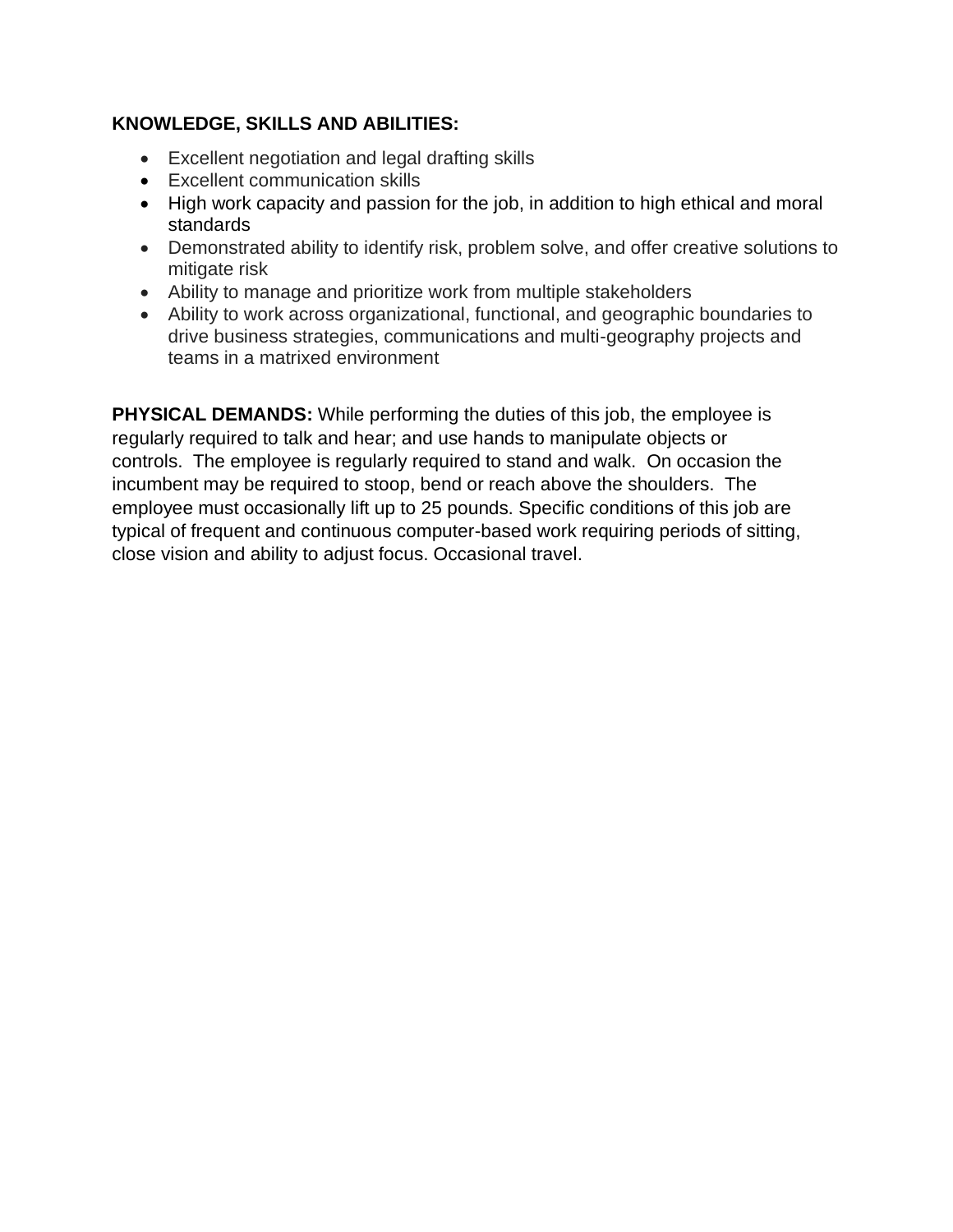**KNOWLEDGE, SKILLS AND ABILITIES:**

- Excellent negotiation and legal drafting skills
- Excellent communication skills
- High work capacity and passion for the job, in addition to high ethical and moral standards
- Demonstrated ability to identify risk, problem solve, and offer creative solutions to mitigate risk
- Ability to manage and prioritize work from multiple stakeholders
- Ability to work across organizational, functional, and geographic boundaries to drive business strategies, communications and multi-geography projects and teams in a matrixed environment

**PHYSICAL DEMANDS:** While performing the duties of this job, the employee is regularly required to talk and hear; and use hands to manipulate objects or controls. The employee is regularly required to stand and walk. On occasion the incumbent may be required to stoop, bend or reach above the shoulders. The employee must occasionally lift up to 25 pounds. Specific conditions of this job are typical of frequent and continuous computer-based work requiring periods of sitting, close vision and ability to adjust focus. Occasional travel.